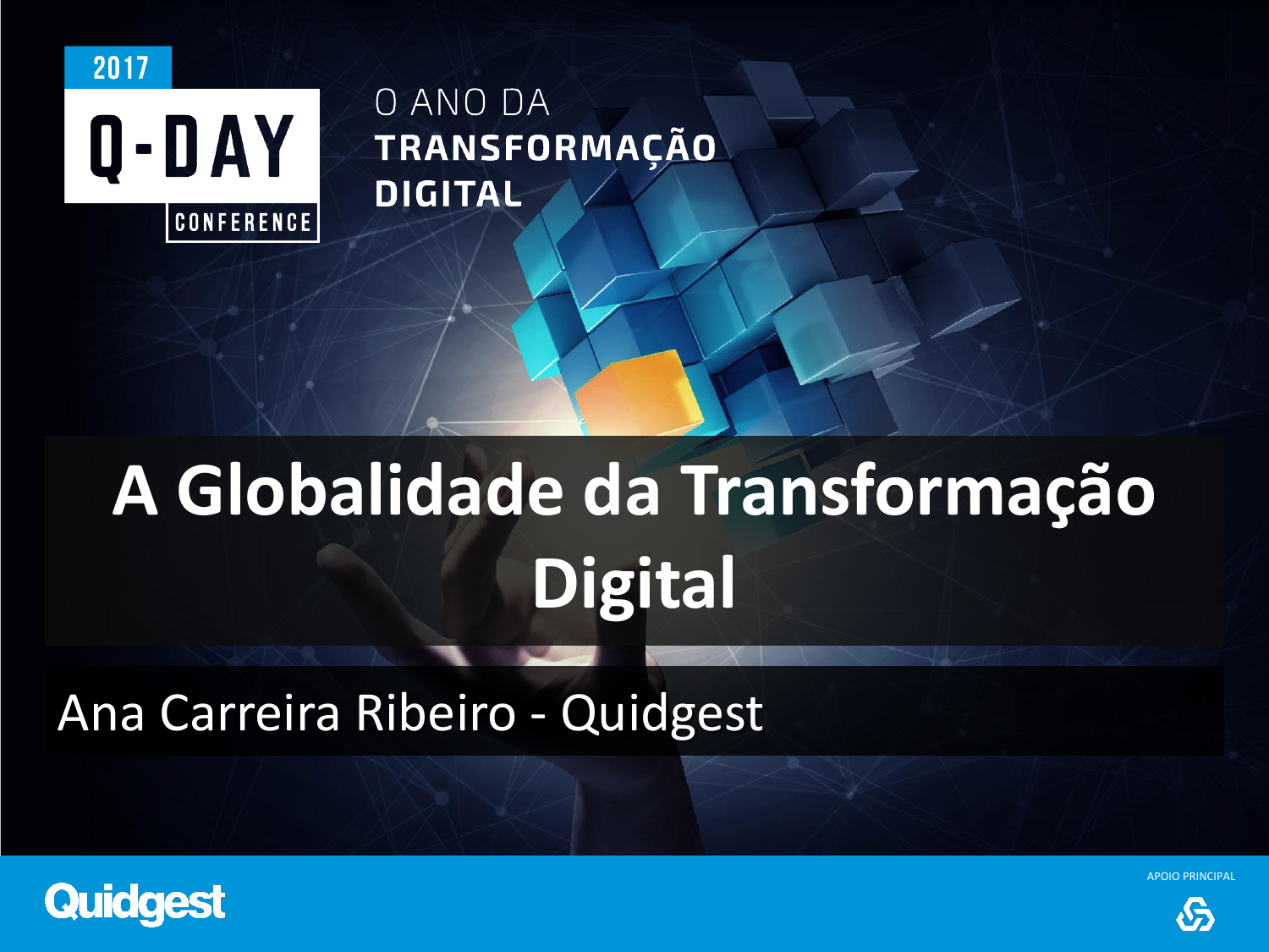2017

Q-DAY CONFERENCE

O ANO DA **TRANSFORMAÇÃO DIGITAL**

# A Globalidade da Transformação Digital

Ana Carreira Ribeiro - Quidgest

Quidgest

APOIO PRINCIPAL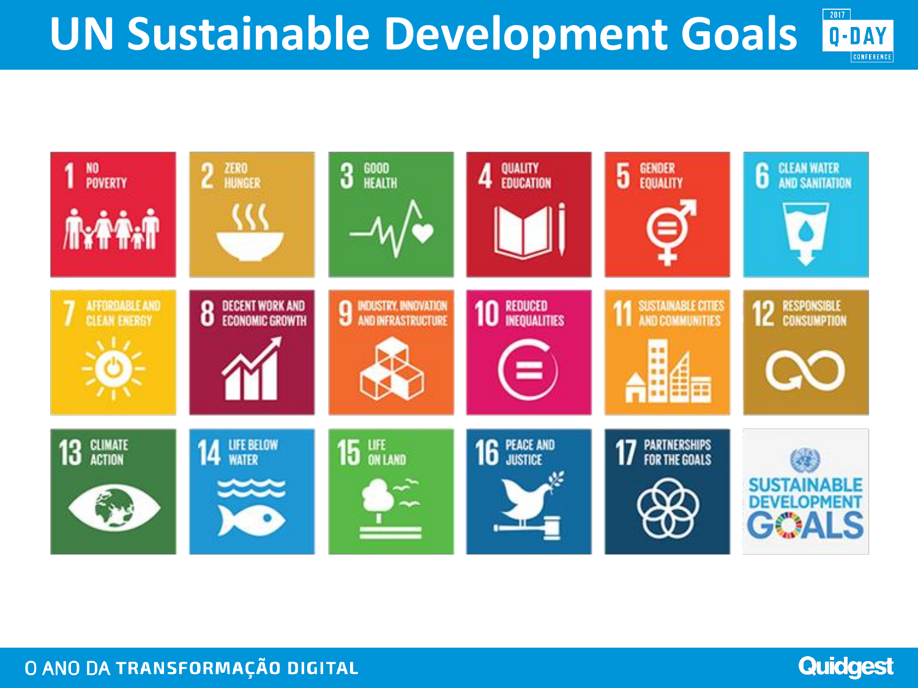# UN Sustainable Development Goals

1. NO POVERTY
2. ZERO HUNGER
3. GOOD HEALTH
4. QUALITY EDUCATION
5. GENDER EQUALITY
6. CLEAN WATER AND SANITATION
7. AFFORDABLE AND CLEAN ENERGY
8. DECENT WORK AND ECONOMIC GROWTH
9. INDUSTRY, INNOVATION AND INFRASTRUCTURE
10. REDUCED INEQUALITIES
11. SUSTAINABLE CITIES AND COMMUNITIES
12. RESPONSIBLE CONSUMPTION
13. CLIMATE ACTION
14. LIFE BELOW WATER
15. LIFE ON LAND
16. PEACE AND JUSTICE
17. PARTNERSHIPS FOR THE GOALS

SUSTAINABLE DEVELOPMENT GOALS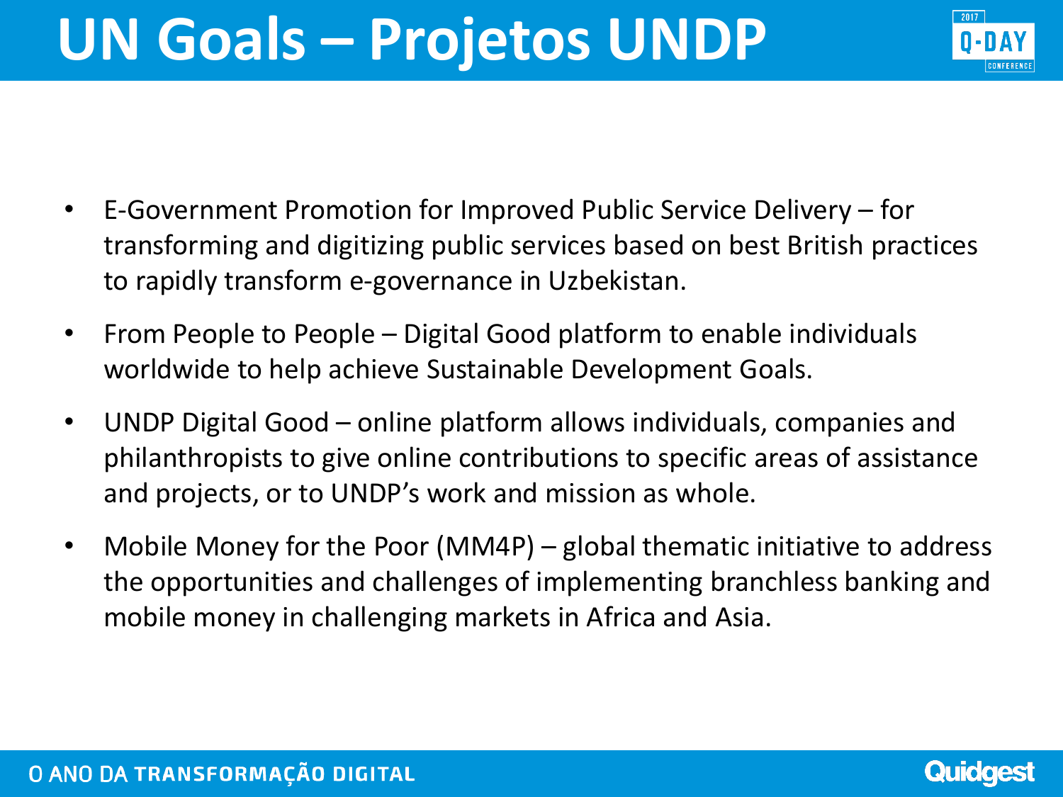# UN Goals – Projetos UNDP

- E-Government Promotion for Improved Public Service Delivery – for transforming and digitizing public services based on best British practices to rapidly transform e-governance in Uzbekistan.
- From People to People – Digital Good platform to enable individuals worldwide to help achieve Sustainable Development Goals.
- UNDP Digital Good – online platform allows individuals, companies and philanthropists to give online contributions to specific areas of assistance and projects, or to UNDP's work and mission as whole.
- Mobile Money for the Poor (MM4P) – global thematic initiative to address the opportunities and challenges of implementing branchless banking and mobile money in challenging markets in Africa and Asia.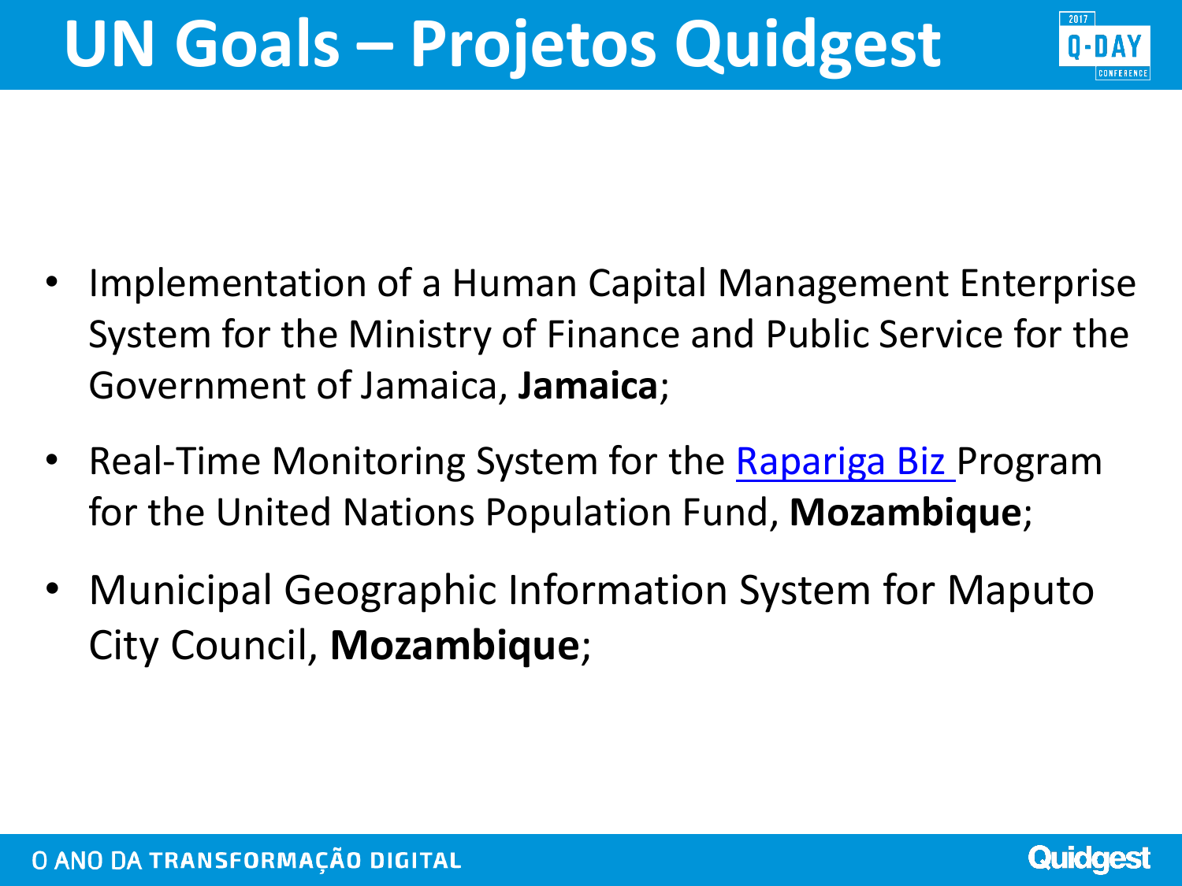# UN Goals – Projetos Quidgest

- Implementation of a Human Capital Management Enterprise System for the Ministry of Finance and Public Service for the Government of Jamaica, **Jamaica**;
- Real-Time Monitoring System for the Rapariga Biz Program for the United Nations Population Fund, **Mozambique**;
- Municipal Geographic Information System for Maputo City Council, **Mozambique**;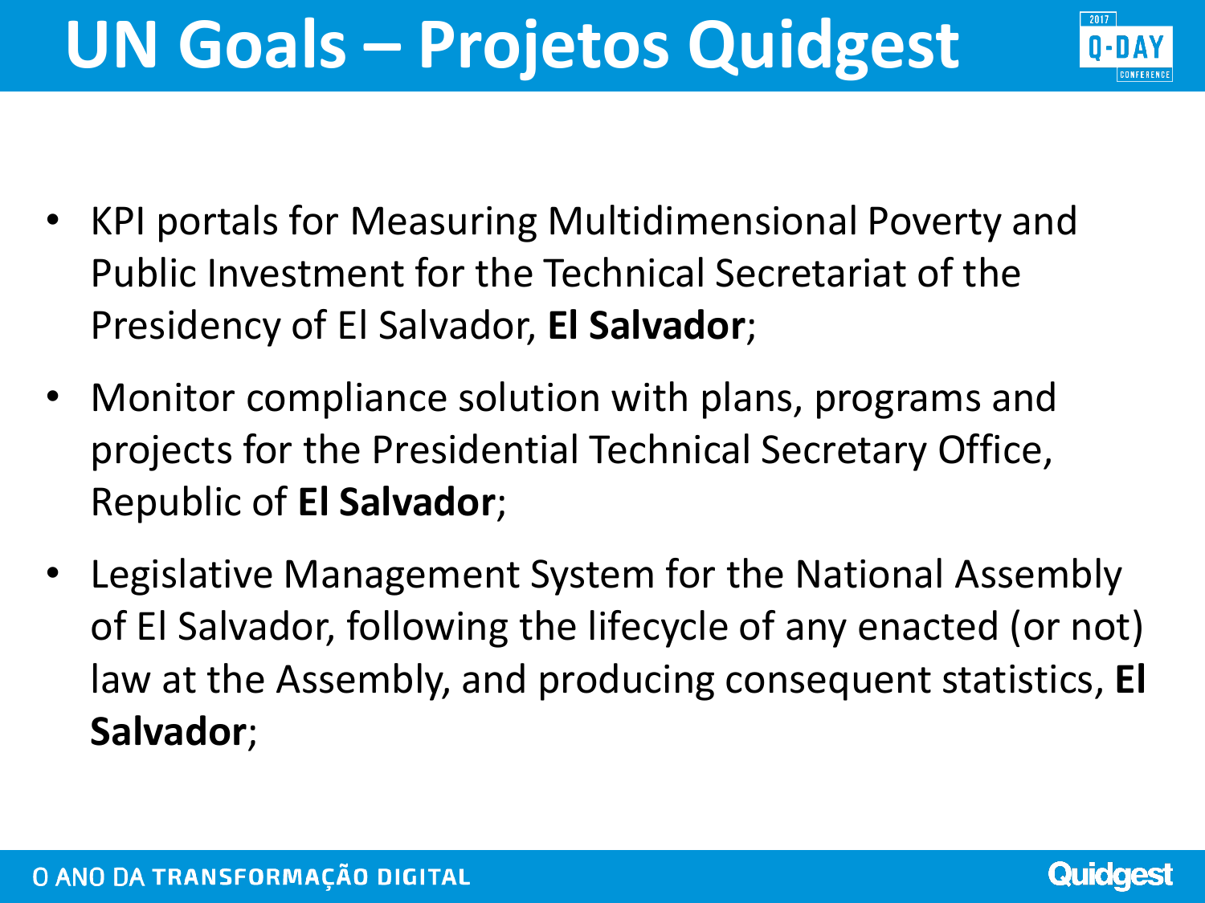# UN Goals – Projetos Quidgest

- KPI portals for Measuring Multidimensional Poverty and Public Investment for the Technical Secretariat of the Presidency of El Salvador, **El Salvador**;
- Monitor compliance solution with plans, programs and projects for the Presidential Technical Secretary Office, Republic of **El Salvador**;
- Legislative Management System for the National Assembly of El Salvador, following the lifecycle of any enacted (or not) law at the Assembly, and producing consequent statistics, **El Salvador**;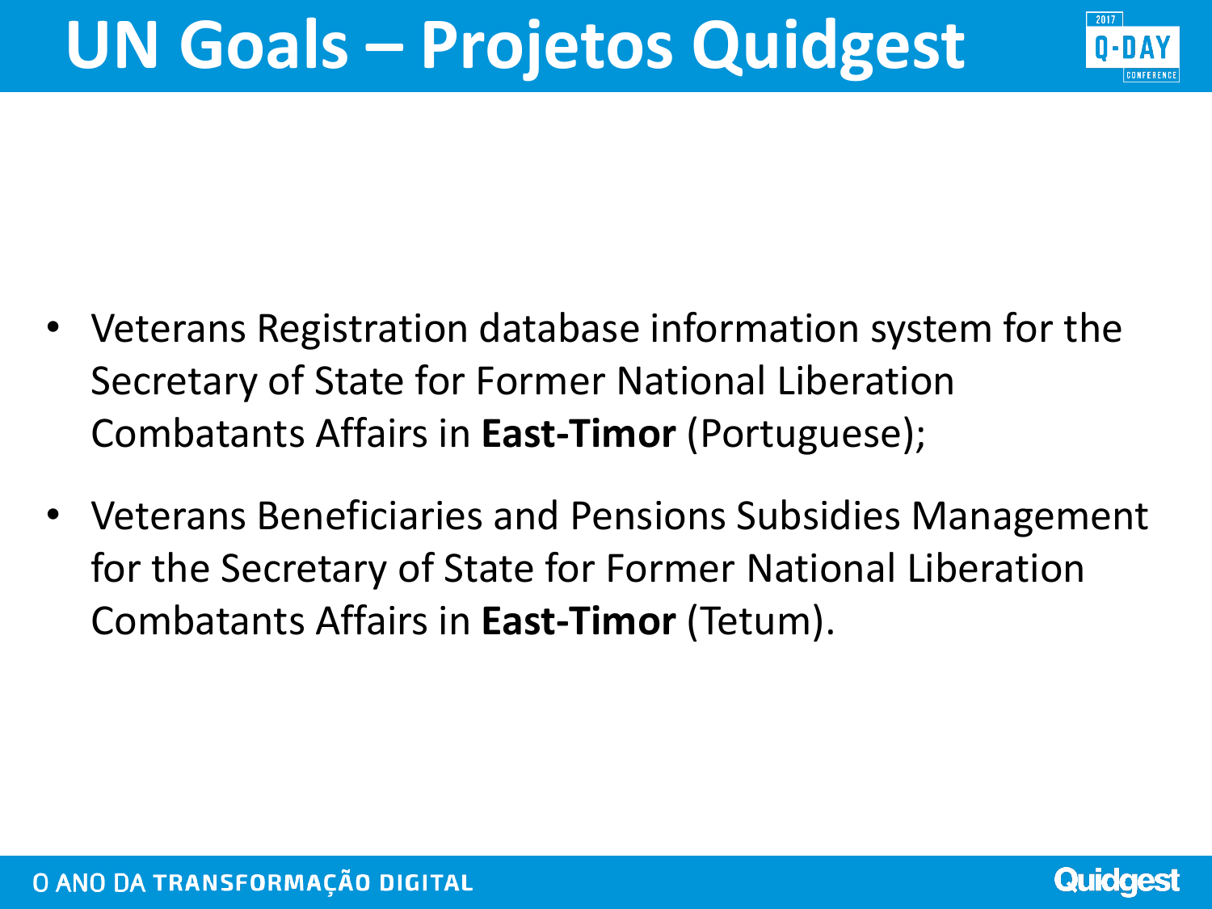# UN Goals – Projetos Quidgest

- Veterans Registration database information system for the Secretary of State for Former National Liberation Combatants Affairs in **East-Timor** (Portuguese);
- Veterans Beneficiaries and Pensions Subsidies Management for the Secretary of State for Former National Liberation Combatants Affairs in **East-Timor** (Tetum).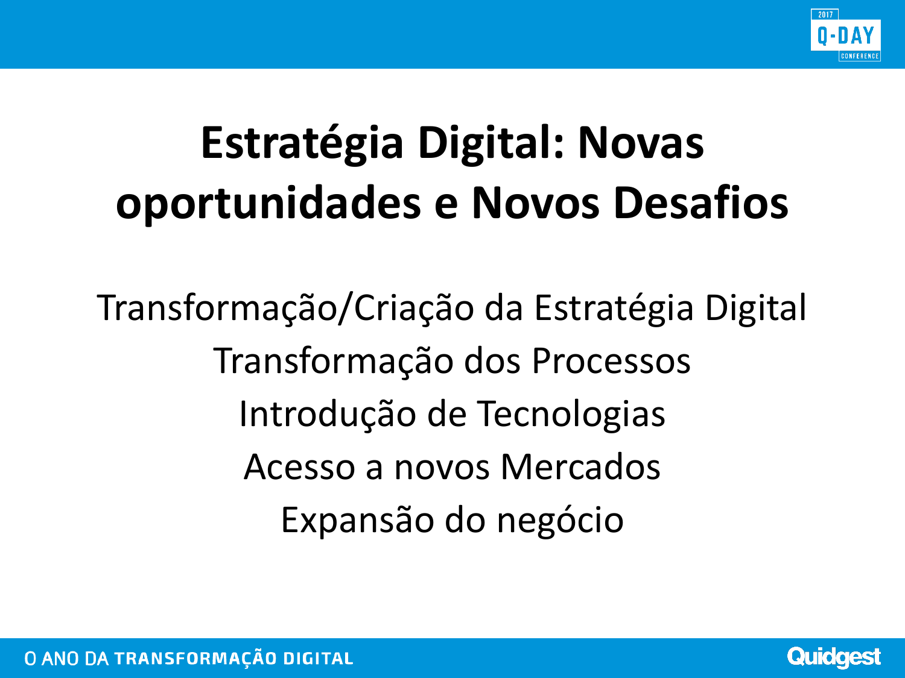# Estratégia Digital: Novas oportunidades e Novos Desafios

Transformação/Criação da Estratégia Digital

Transformação dos Processos

Introdução de Tecnologias

Acesso a novos Mercados

Expansão do negócio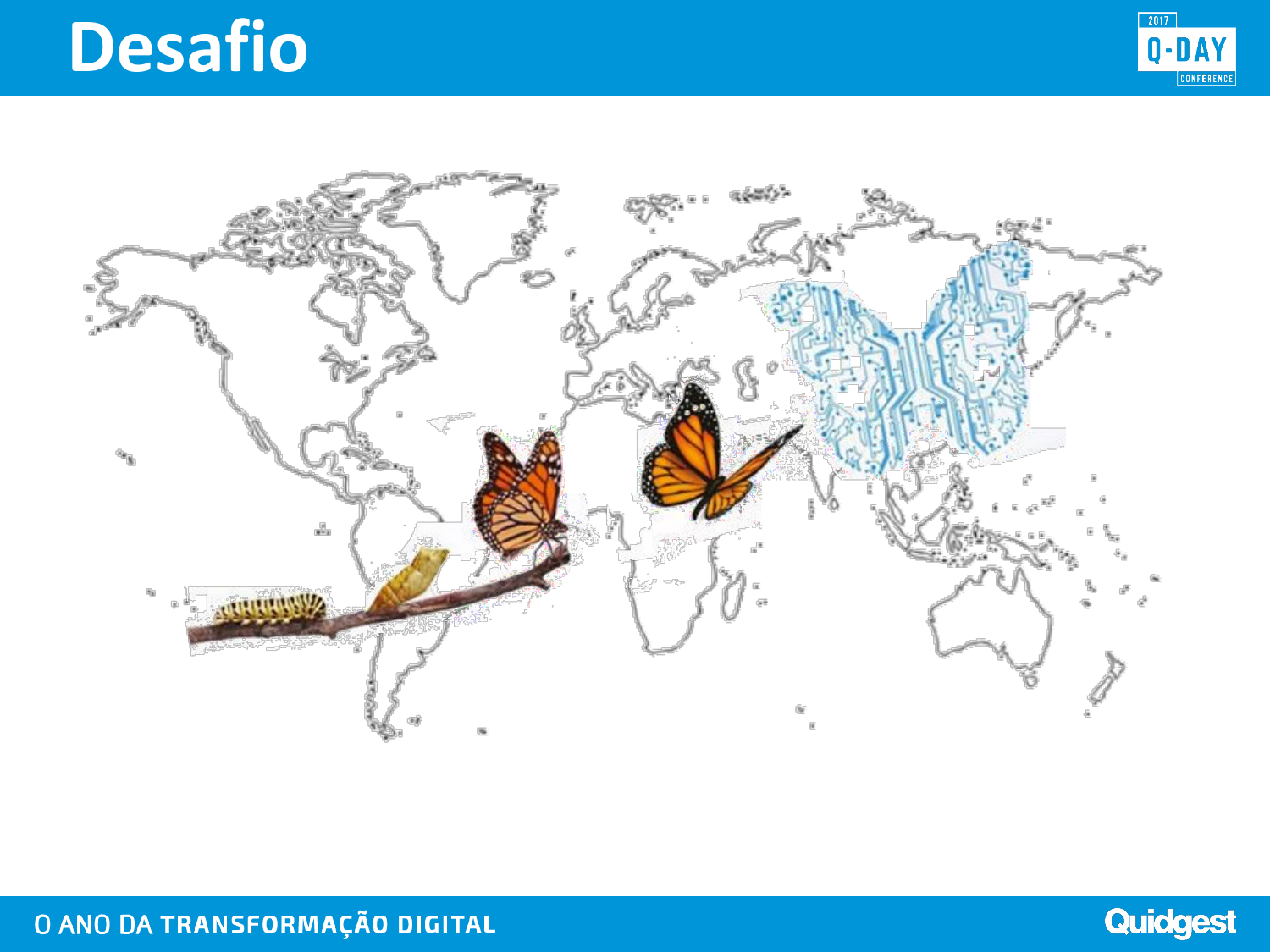# Desafio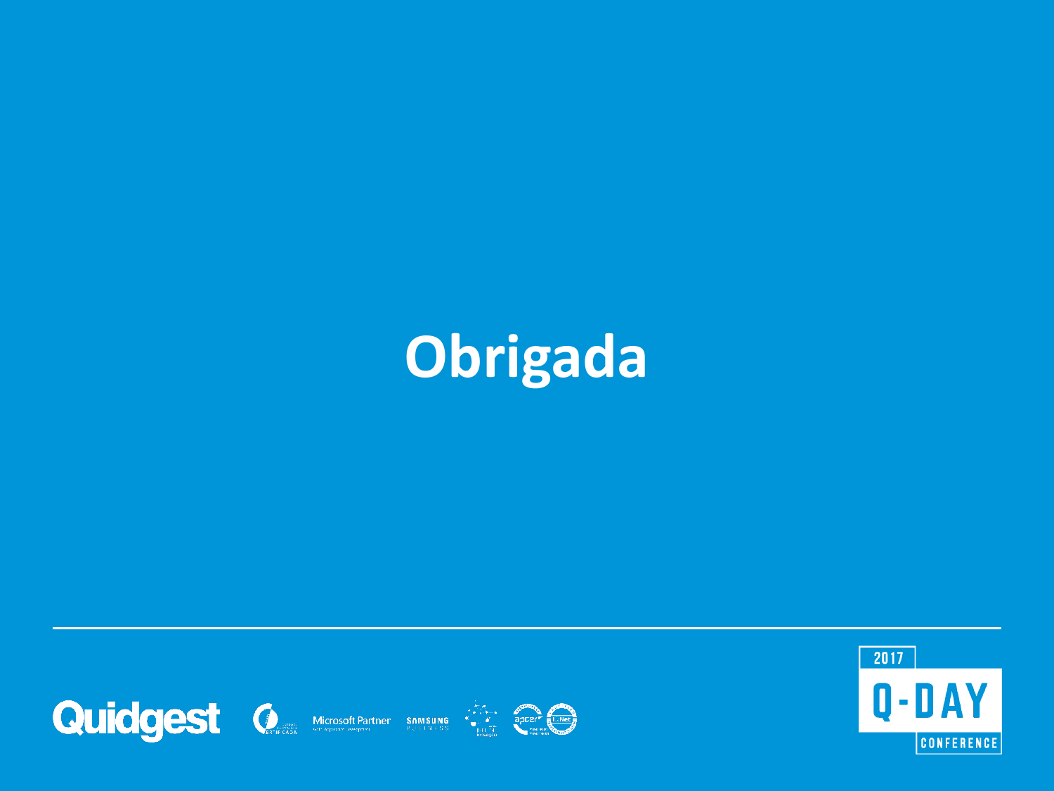# Obrigada